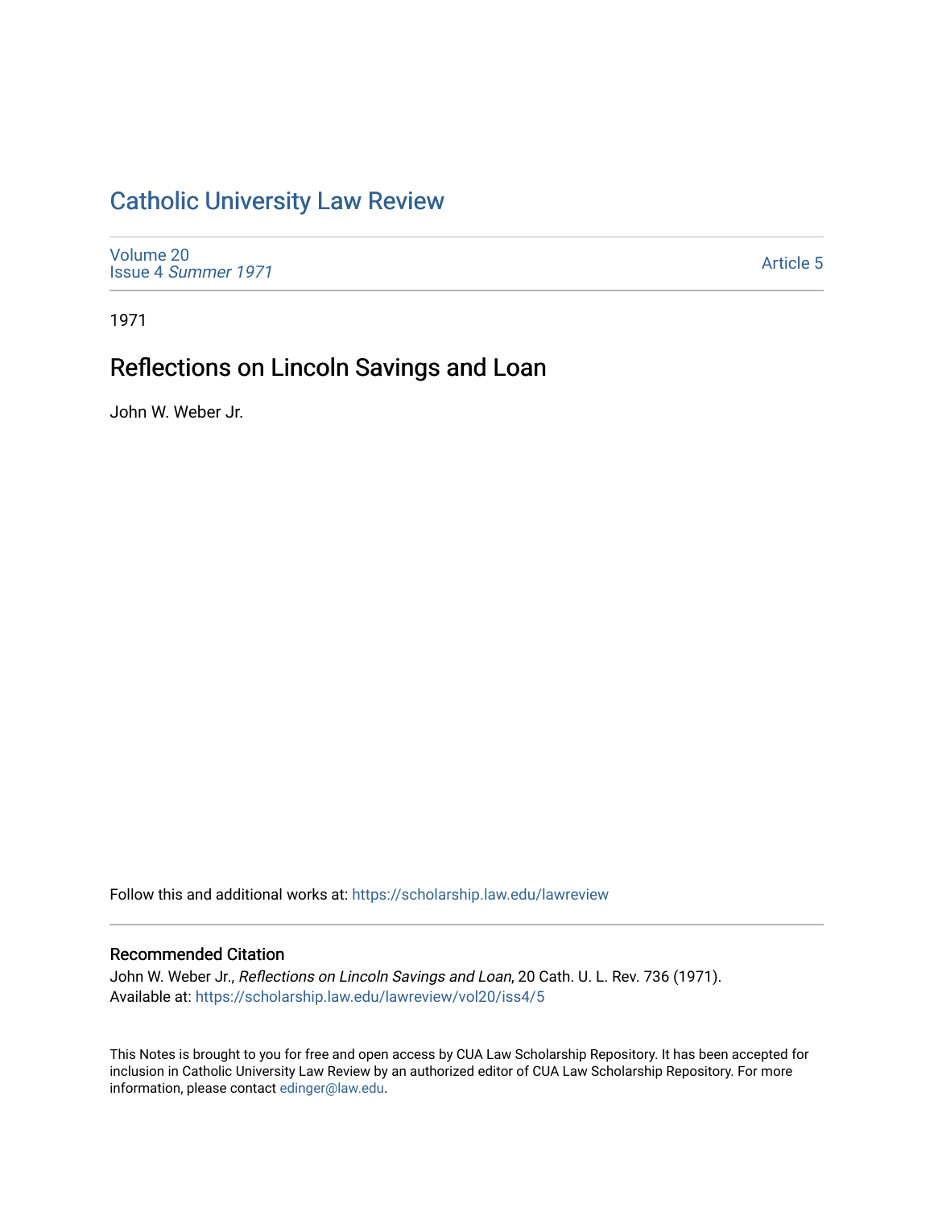# Catholic University Law Review

Volume 20
Issue 4 *Summer 1971*

Article 5

1971

## Reflections on Lincoln Savings and Loan

John W. Weber Jr.

Follow this and additional works at: https://scholarship.law.edu/lawreview

### Recommended Citation

John W. Weber Jr., *Reflections on Lincoln Savings and Loan*, 20 Cath. U. L. Rev. 736 (1971).
Available at: https://scholarship.law.edu/lawreview/vol20/iss4/5

This Notes is brought to you for free and open access by CUA Law Scholarship Repository. It has been accepted for inclusion in Catholic University Law Review by an authorized editor of CUA Law Scholarship Repository. For more information, please contact edinger@law.edu.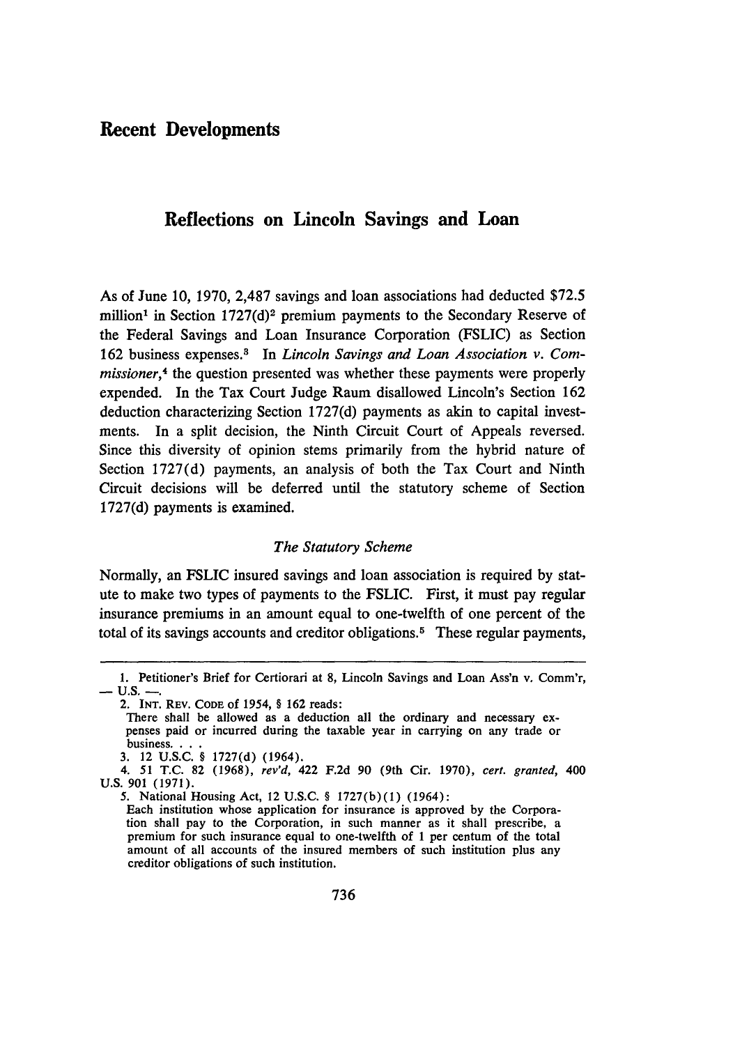# Recent Developments

## Reflections on Lincoln Savings and Loan

As of June 10, 1970, 2,487 savings and loan associations had deducted $72.5 million[1] in Section 1727(d)[2] premium payments to the Secondary Reserve of the Federal Savings and Loan Insurance Corporation (FSLIC) as Section 162 business expenses.[3] In *Lincoln Savings and Loan Association v. Commissioner*,[4] the question presented was whether these payments were properly expended. In the Tax Court Judge Raum disallowed Lincoln's Section 162 deduction characterizing Section 1727(d) payments as akin to capital investments. In a split decision, the Ninth Circuit Court of Appeals reversed. Since this diversity of opinion stems primarily from the hybrid nature of Section 1727(d) payments, an analysis of both the Tax Court and Ninth Circuit decisions will be deferred until the statutory scheme of Section 1727(d) payments is examined.

### *The Statutory Scheme*

Normally, an FSLIC insured savings and loan association is required by statute to make two types of payments to the FSLIC. First, it must pay regular insurance premiums in an amount equal to one-twelfth of one percent of the total of its savings accounts and creditor obligations.[5] These regular payments,

---

1. Petitioner's Brief for Certiorari at 8, Lincoln Savings and Loan Ass'n v. Comm'r, — U.S. —.

2. INT. REV. CODE of 1954, § 162 reads:
There shall be allowed as a deduction all the ordinary and necessary expenses paid or incurred during the taxable year in carrying on any trade or business. . . .

3. 12 U.S.C. § 1727(d) (1964).

4. 51 T.C. 82 (1968), *rev'd*, 422 F.2d 90 (9th Cir. 1970), *cert. granted*, 400 U.S. 901 (1971).

5. National Housing Act, 12 U.S.C. § 1727(b)(1) (1964):
Each institution whose application for insurance is approved by the Corporation shall pay to the Corporation, in such manner as it shall prescribe, a premium for such insurance equal to one-twelfth of 1 per centum of the total amount of all accounts of the insured members of such institution plus any creditor obligations of such institution.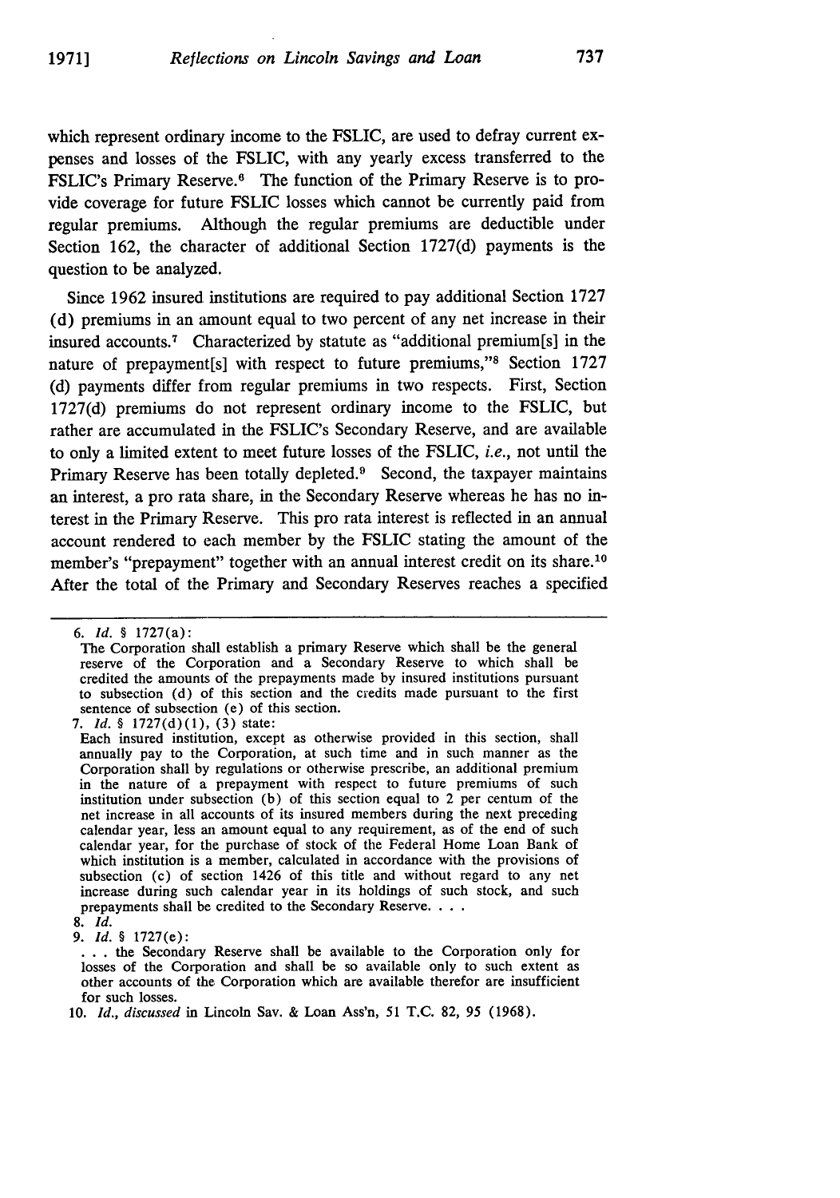which represent ordinary income to the FSLIC, are used to defray current expenses and losses of the FSLIC, with any yearly excess transferred to the FSLIC's Primary Reserve.[6] The function of the Primary Reserve is to provide coverage for future FSLIC losses which cannot be currently paid from regular premiums. Although the regular premiums are deductible under Section 162, the character of additional Section 1727(d) payments is the question to be analyzed.

Since 1962 insured institutions are required to pay additional Section 1727 (d) premiums in an amount equal to two percent of any net increase in their insured accounts.[7] Characterized by statute as "additional premium[s] in the nature of prepayment[s] with respect to future premiums,"[8] Section 1727 (d) payments differ from regular premiums in two respects. First, Section 1727(d) premiums do not represent ordinary income to the FSLIC, but rather are accumulated in the FSLIC's Secondary Reserve, and are available to only a limited extent to meet future losses of the FSLIC, *i.e.*, not until the Primary Reserve has been totally depleted.[9] Second, the taxpayer maintains an interest, a pro rata share, in the Secondary Reserve whereas he has no interest in the Primary Reserve. This pro rata interest is reflected in an annual account rendered to each member by the FSLIC stating the amount of the member's "prepayment" together with an annual interest credit on its share.[10] After the total of the Primary and Secondary Reserves reaches a specified

---

6. *Id.* § 1727(a):

The Corporation shall establish a primary Reserve which shall be the general reserve of the Corporation and a Secondary Reserve to which shall be credited the amounts of the prepayments made by insured institutions pursuant to subsection (d) of this section and the credits made pursuant to the first sentence of subsection (e) of this section.

7. *Id.* § 1727(d)(1), (3) state:

Each insured institution, except as otherwise provided in this section, shall annually pay to the Corporation, at such time and in such manner as the Corporation shall by regulations or otherwise prescribe, an additional premium in the nature of a prepayment with respect to future premiums of such institution under subsection (b) of this section equal to 2 per centum of the net increase in all accounts of its insured members during the next preceding calendar year, less an amount equal to any requirement, as of the end of such calendar year, for the purchase of stock of the Federal Home Loan Bank of which institution is a member, calculated in accordance with the provisions of subsection (c) of section 1426 of this title and without regard to any net increase during such calendar year in its holdings of such stock, and such prepayments shall be credited to the Secondary Reserve. . . .

8. *Id.*

9. *Id.* § 1727(e):

. . . the Secondary Reserve shall be available to the Corporation only for losses of the Corporation and shall be so available only to such extent as other accounts of the Corporation which are available therefor are insufficient for such losses.

10. *Id.*, *discussed* in Lincoln Sav. & Loan Ass'n, 51 T.C. 82, 95 (1968).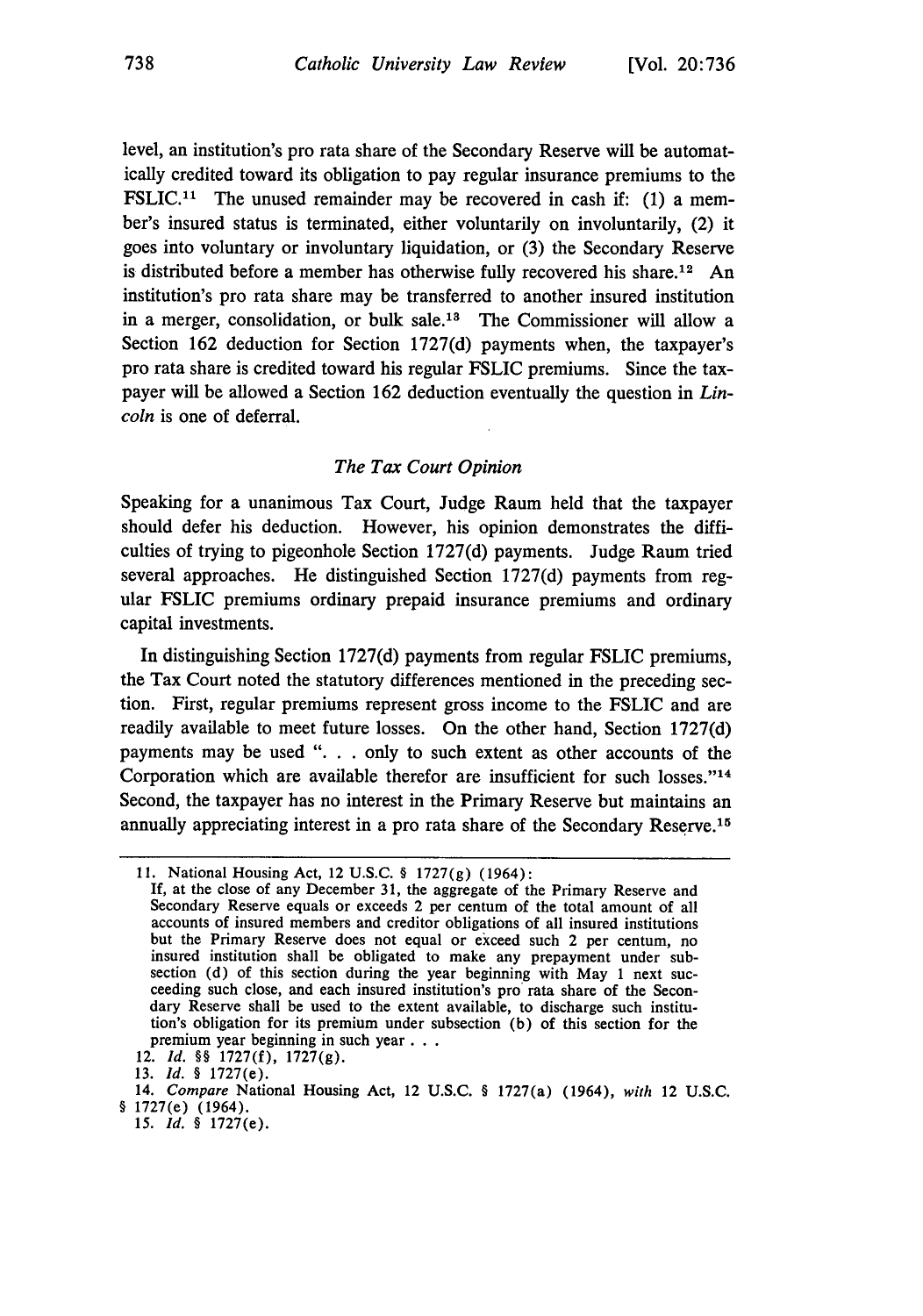level, an institution's pro rata share of the Secondary Reserve will be automatically credited toward its obligation to pay regular insurance premiums to the FSLIC.[11] The unused remainder may be recovered in cash if: (1) a member's insured status is terminated, either voluntarily on involuntarily, (2) it goes into voluntary or involuntary liquidation, or (3) the Secondary Reserve is distributed before a member has otherwise fully recovered his share.[12] An institution's pro rata share may be transferred to another insured institution in a merger, consolidation, or bulk sale.[13] The Commissioner will allow a Section 162 deduction for Section 1727(d) payments when, the taxpayer's pro rata share is credited toward his regular FSLIC premiums. Since the taxpayer will be allowed a Section 162 deduction eventually the question in *Lincoln* is one of deferral.

### *The Tax Court Opinion*

Speaking for a unanimous Tax Court, Judge Raum held that the taxpayer should defer his deduction. However, his opinion demonstrates the difficulties of trying to pigeonhole Section 1727(d) payments. Judge Raum tried several approaches. He distinguished Section 1727(d) payments from regular FSLIC premiums ordinary prepaid insurance premiums and ordinary capital investments.

In distinguishing Section 1727(d) payments from regular FSLIC premiums, the Tax Court noted the statutory differences mentioned in the preceding section. First, regular premiums represent gross income to the FSLIC and are readily available to meet future losses. On the other hand, Section 1727(d) payments may be used ". . . only to such extent as other accounts of the Corporation which are available therefor are insufficient for such losses."[14] Second, the taxpayer has no interest in the Primary Reserve but maintains an annually appreciating interest in a pro rata share of the Secondary Reserve.[15]

---

11. National Housing Act, 12 U.S.C. § 1727(g) (1964):

If, at the close of any December 31, the aggregate of the Primary Reserve and Secondary Reserve equals or exceeds 2 per centum of the total amount of all accounts of insured members and creditor obligations of all insured institutions but the Primary Reserve does not equal or exceed such 2 per centum, no insured institution shall be obligated to make any prepayment under subsection (d) of this section during the year beginning with May 1 next succeeding such close, and each insured institution's pro rata share of the Secondary Reserve shall be used to the extent available, to discharge such institution's obligation for its premium under subsection (b) of this section for the premium year beginning in such year . . .

12. *Id.* §§ 1727(f), 1727(g).

13. *Id.* § 1727(e).

14. *Compare* National Housing Act, 12 U.S.C. § 1727(a) (1964), *with* 12 U.S.C. § 1727(e) (1964).

15. *Id.* § 1727(e).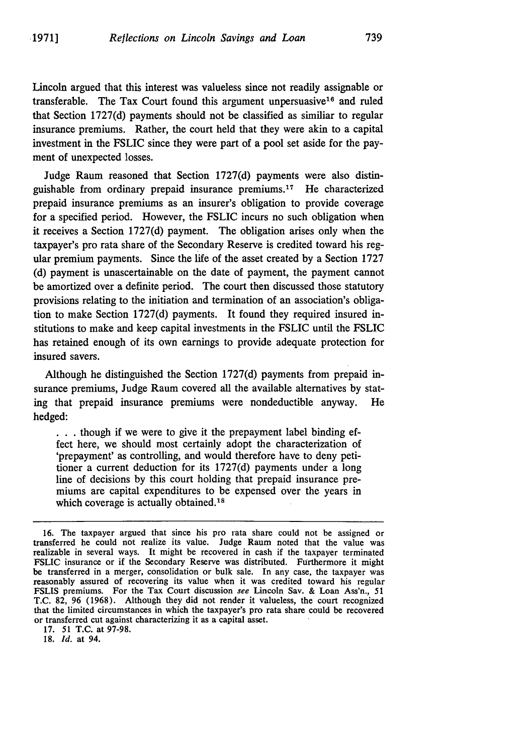Lincoln argued that this interest was valueless since not readily assignable or transferable. The Tax Court found this argument unpersuasive[16] and ruled that Section 1727(d) payments should not be classified as similiar to regular insurance premiums. Rather, the court held that they were akin to a capital investment in the FSLIC since they were part of a pool set aside for the payment of unexpected losses.

Judge Raum reasoned that Section 1727(d) payments were also distinguishable from ordinary prepaid insurance premiums.[17] He characterized prepaid insurance premiums as an insurer's obligation to provide coverage for a specified period. However, the FSLIC incurs no such obligation when it receives a Section 1727(d) payment. The obligation arises only when the taxpayer's pro rata share of the Secondary Reserve is credited toward his regular premium payments. Since the life of the asset created by a Section 1727 (d) payment is unascertainable on the date of payment, the payment cannot be amortized over a definite period. The court then discussed those statutory provisions relating to the initiation and termination of an association's obligation to make Section 1727(d) payments. It found they required insured institutions to make and keep capital investments in the FSLIC until the FSLIC has retained enough of its own earnings to provide adequate protection for insured savers.

Although he distinguished the Section 1727(d) payments from prepaid insurance premiums, Judge Raum covered all the available alternatives by stating that prepaid insurance premiums were nondeductible anyway. He hedged:

> . . . though if we were to give it the prepayment label binding effect here, we should most certainly adopt the characterization of 'prepayment' as controlling, and would therefore have to deny petitioner a current deduction for its 1727(d) payments under a long line of decisions by this court holding that prepaid insurance premiums are capital expenditures to be expensed over the years in which coverage is actually obtained.[18]

---

16. The taxpayer argued that since his pro rata share could not be assigned or transferred he could not realize its value. Judge Raum noted that the value was realizable in several ways. It might be recovered in cash if the taxpayer terminated FSLIC insurance or if the Secondary Reserve was distributed. Furthermore it might be transferred in a merger, consolidation or bulk sale. In any case, the taxpayer was reasonably assured of recovering its value when it was credited toward his regular FSLIS premiums. For the Tax Court discussion *see* Lincoln Sav. & Loan Ass'n., 51 T.C. 82, 96 (1968). Although they did not render it valueless, the court recognized that the limited circumstances in which the taxpayer's pro rata share could be recovered or transferred cut against characterizing it as a capital asset.

17. 51 T.C. at 97-98.

18. *Id.* at 94.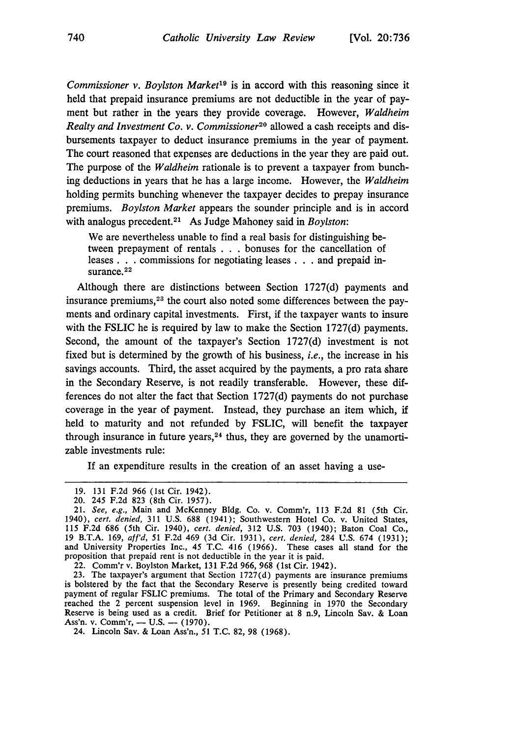*Commissioner v. Boylston Market*[19] is in accord with this reasoning since it held that prepaid insurance premiums are not deductible in the year of payment but rather in the years they provide coverage. However, *Waldheim Realty and Investment Co. v. Commissioner*[20] allowed a cash receipts and disbursements taxpayer to deduct insurance premiums in the year of payment. The court reasoned that expenses are deductions in the year they are paid out. The purpose of the *Waldheim* rationale is to prevent a taxpayer from bunching deductions in years that he has a large income. However, the *Waldheim* holding permits bunching whenever the taxpayer decides to prepay insurance premiums. *Boylston Market* appears the sounder principle and is in accord with analogus precedent.[21] As Judge Mahoney said in *Boylston*:

> We are nevertheless unable to find a real basis for distinguishing between prepayment of rentals . . . bonuses for the cancellation of leases . . . commissions for negotiating leases . . . and prepaid insurance.[22]

Although there are distinctions between Section 1727(d) payments and insurance premiums,[23] the court also noted some differences between the payments and ordinary capital investments. First, if the taxpayer wants to insure with the FSLIC he is required by law to make the Section 1727(d) payments. Second, the amount of the taxpayer's Section 1727(d) investment is not fixed but is determined by the growth of his business, *i.e.*, the increase in his savings accounts. Third, the asset acquired by the payments, a pro rata share in the Secondary Reserve, is not readily transferable. However, these differences do not alter the fact that Section 1727(d) payments do not purchase coverage in the year of payment. Instead, they purchase an item which, if held to maturity and not refunded by FSLIC, will benefit the taxpayer through insurance in future years,[24] thus, they are governed by the unamortizable investments rule:

> If an expenditure results in the creation of an asset having a use-

---

19. 131 F.2d 966 (1st Cir. 1942).

20. 245 F.2d 823 (8th Cir. 1957).

21. *See, e.g.*, Main and McKenney Bldg. Co. v. Comm'r, 113 F.2d 81 (5th Cir. 1940), *cert. denied*, 311 U.S. 688 (1941); Southwestern Hotel Co. v. United States, 115 F.2d 686 (5th Cir. 1940), *cert. denied*, 312 U.S. 703 (1940); Baton Coal Co., 19 B.T.A. 169, *aff'd*, 51 F.2d 469 (3d Cir. 1931), *cert. denied*, 284 U.S. 674 (1931); and University Properties Inc., 45 T.C. 416 (1966). These cases all stand for the proposition that prepaid rent is not deductible in the year it is paid.

22. Comm'r v. Boylston Market, 131 F.2d 966, 968 (1st Cir. 1942).

23. The taxpayer's argument that Section 1727(d) payments are insurance premiums is bolstered by the fact that the Secondary Reserve is presently being credited toward payment of regular FSLIC premiums. The total of the Primary and Secondary Reserve reached the 2 percent suspension level in 1969. Beginning in 1970 the Secondary Reserve is being used as a credit. Brief for Petitioner at 8 n.9, Lincoln Sav. & Loan Ass'n. v. Comm'r, — U.S. — (1970).

24. Lincoln Sav. & Loan Ass'n., 51 T.C. 82, 98 (1968).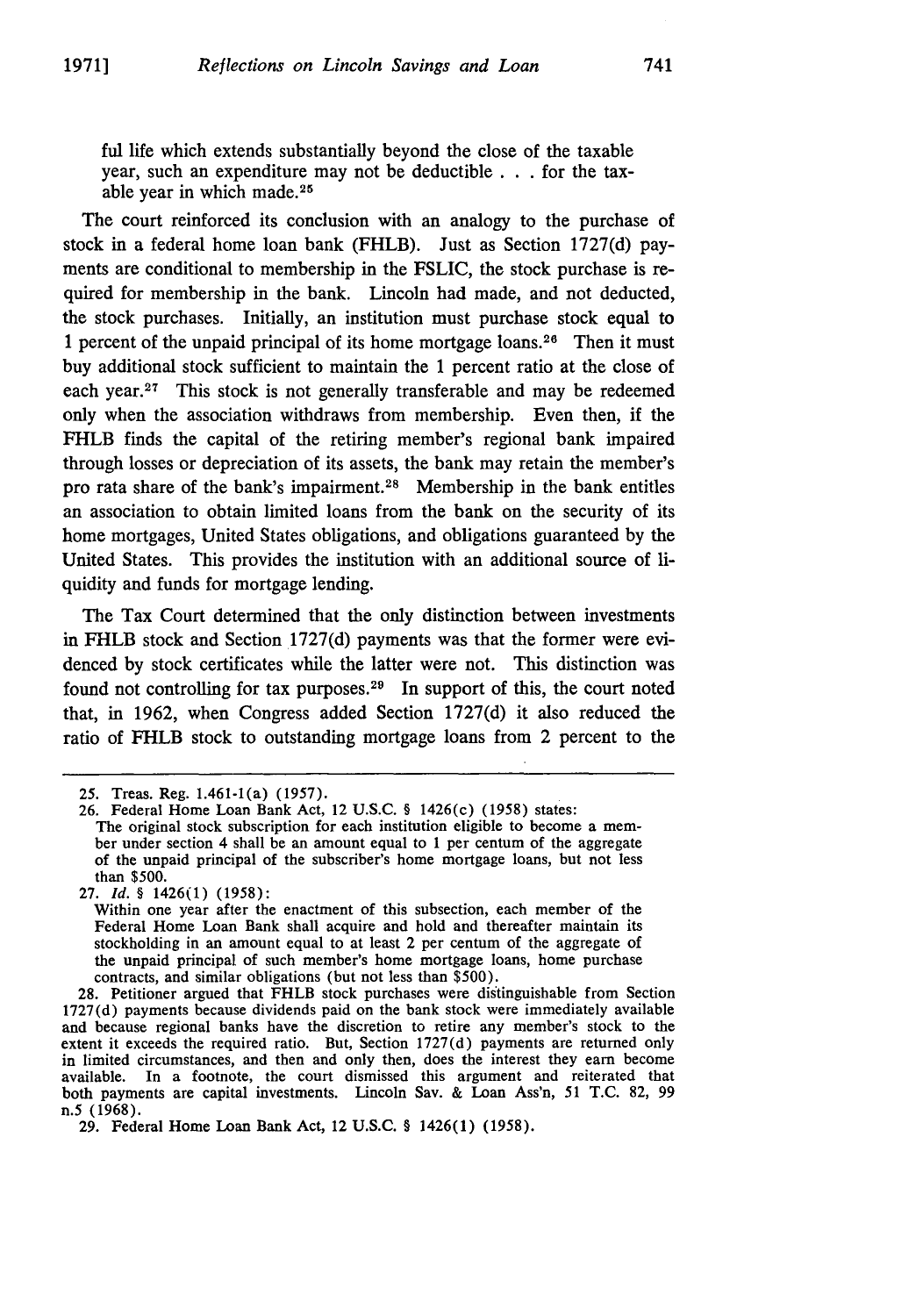ful life which extends substantially beyond the close of the taxable year, such an expenditure may not be deductible . . . for the taxable year in which made.[25]

The court reinforced its conclusion with an analogy to the purchase of stock in a federal home loan bank (FHLB). Just as Section 1727(d) payments are conditional to membership in the FSLIC, the stock purchase is required for membership in the bank. Lincoln had made, and not deducted, the stock purchases. Initially, an institution must purchase stock equal to 1 percent of the unpaid principal of its home mortgage loans.[26] Then it must buy additional stock sufficient to maintain the 1 percent ratio at the close of each year.[27] This stock is not generally transferable and may be redeemed only when the association withdraws from membership. Even then, if the FHLB finds the capital of the retiring member's regional bank impaired through losses or depreciation of its assets, the bank may retain the member's pro rata share of the bank's impairment.[28] Membership in the bank entitles an association to obtain limited loans from the bank on the security of its home mortgages, United States obligations, and obligations guaranteed by the United States. This provides the institution with an additional source of liquidity and funds for mortgage lending.

The Tax Court determined that the only distinction between investments in FHLB stock and Section 1727(d) payments was that the former were evidenced by stock certificates while the latter were not. This distinction was found not controlling for tax purposes.[29] In support of this, the court noted that, in 1962, when Congress added Section 1727(d) it also reduced the ratio of FHLB stock to outstanding mortgage loans from 2 percent to the

---

25. Treas. Reg. 1.461-1(a) (1957).

26. Federal Home Loan Bank Act, 12 U.S.C. § 1426(c) (1958) states:

The original stock subscription for each institution eligible to become a member under section 4 shall be an amount equal to 1 per centum of the aggregate of the unpaid principal of the subscriber's home mortgage loans, but not less than $500.

27. *Id.* § 1426(1) (1958):

Within one year after the enactment of this subsection, each member of the Federal Home Loan Bank shall acquire and hold and thereafter maintain its stockholding in an amount equal to at least 2 per centum of the aggregate of the unpaid principal of such member's home mortgage loans, home purchase contracts, and similar obligations (but not less than $500).

28. Petitioner argued that FHLB stock purchases were distinguishable from Section 1727(d) payments because dividends paid on the bank stock were immediately available and because regional banks have the discretion to retire any member's stock to the extent it exceeds the required ratio. But, Section 1727(d) payments are returned only in limited circumstances, and then and only then, does the interest they earn become available. In a footnote, the court dismissed this argument and reiterated that both payments are capital investments. Lincoln Sav. & Loan Ass'n, 51 T.C. 82, 99 n.5 (1968).

29. Federal Home Loan Bank Act, 12 U.S.C. § 1426(1) (1958).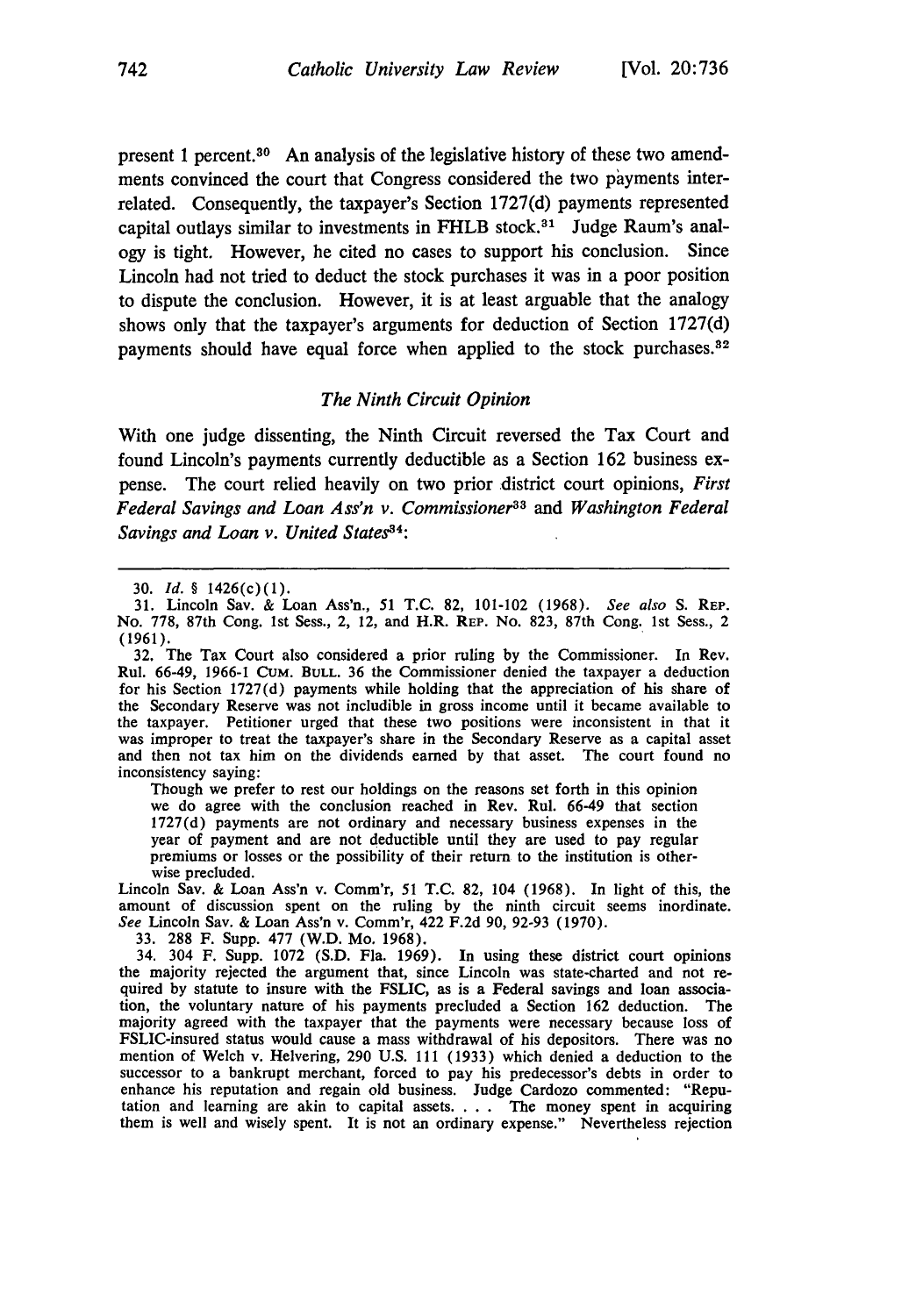present 1 percent.[30] An analysis of the legislative history of these two amendments convinced the court that Congress considered the two payments interrelated. Consequently, the taxpayer's Section 1727(d) payments represented capital outlays similar to investments in FHLB stock.[31] Judge Raum's analogy is tight. However, he cited no cases to support his conclusion. Since Lincoln had not tried to deduct the stock purchases it was in a poor position to dispute the conclusion. However, it is at least arguable that the analogy shows only that the taxpayer's arguments for deduction of Section 1727(d) payments should have equal force when applied to the stock purchases.[32]

### *The Ninth Circuit Opinion*

With one judge dissenting, the Ninth Circuit reversed the Tax Court and found Lincoln's payments currently deductible as a Section 162 business expense. The court relied heavily on two prior district court opinions, *First Federal Savings and Loan Ass'n v. Commissioner*[33] and *Washington Federal Savings and Loan v. United States*[34]:

---

30. *Id.* § 1426(c)(1).

31. Lincoln Sav. & Loan Ass'n., 51 T.C. 82, 101-102 (1968). *See also* S. REP. No. 778, 87th Cong. 1st Sess., 2, 12, and H.R. REP. No. 823, 87th Cong. 1st Sess., 2 (1961).

32. The Tax Court also considered a prior ruling by the Commissioner. In Rev. Rul. 66-49, 1966-1 CUM. BULL. 36 the Commissioner denied the taxpayer a deduction for his Section 1727(d) payments while holding that the appreciation of his share of the Secondary Reserve was not includible in gross income until it became available to the taxpayer. Petitioner urged that these two positions were inconsistent in that it was improper to treat the taxpayer's share in the Secondary Reserve as a capital asset and then not tax him on the dividends earned by that asset. The court found no inconsistency saying:

> Though we prefer to rest our holdings on the reasons set forth in this opinion we do agree with the conclusion reached in Rev. Rul. 66-49 that section 1727(d) payments are not ordinary and necessary business expenses in the year of payment and are not deductible until they are used to pay regular premiums or losses or the possibility of their return to the institution is otherwise precluded.

Lincoln Sav. & Loan Ass'n v. Comm'r, 51 T.C. 82, 104 (1968). In light of this, the amount of discussion spent on the ruling by the ninth circuit seems inordinate. *See* Lincoln Sav. & Loan Ass'n v. Comm'r, 422 F.2d 90, 92-93 (1970).

33. 288 F. Supp. 477 (W.D. Mo. 1968).

34. 304 F. Supp. 1072 (S.D. Fla. 1969). In using these district court opinions the majority rejected the argument that, since Lincoln was state-charted and not required by statute to insure with the FSLIC, as is a Federal savings and loan association, the voluntary nature of his payments precluded a Section 162 deduction. The majority agreed with the taxpayer that the payments were necessary because loss of FSLIC-insured status would cause a mass withdrawal of his depositors. There was no mention of Welch v. Helvering, 290 U.S. 111 (1933) which denied a deduction to the successor to a bankrupt merchant, forced to pay his predecessor's debts in order to enhance his reputation and regain old business. Judge Cardozo commented: "Reputation and learning are akin to capital assets. . . . The money spent in acquiring them is well and wisely spent. It is not an ordinary expense." Nevertheless rejection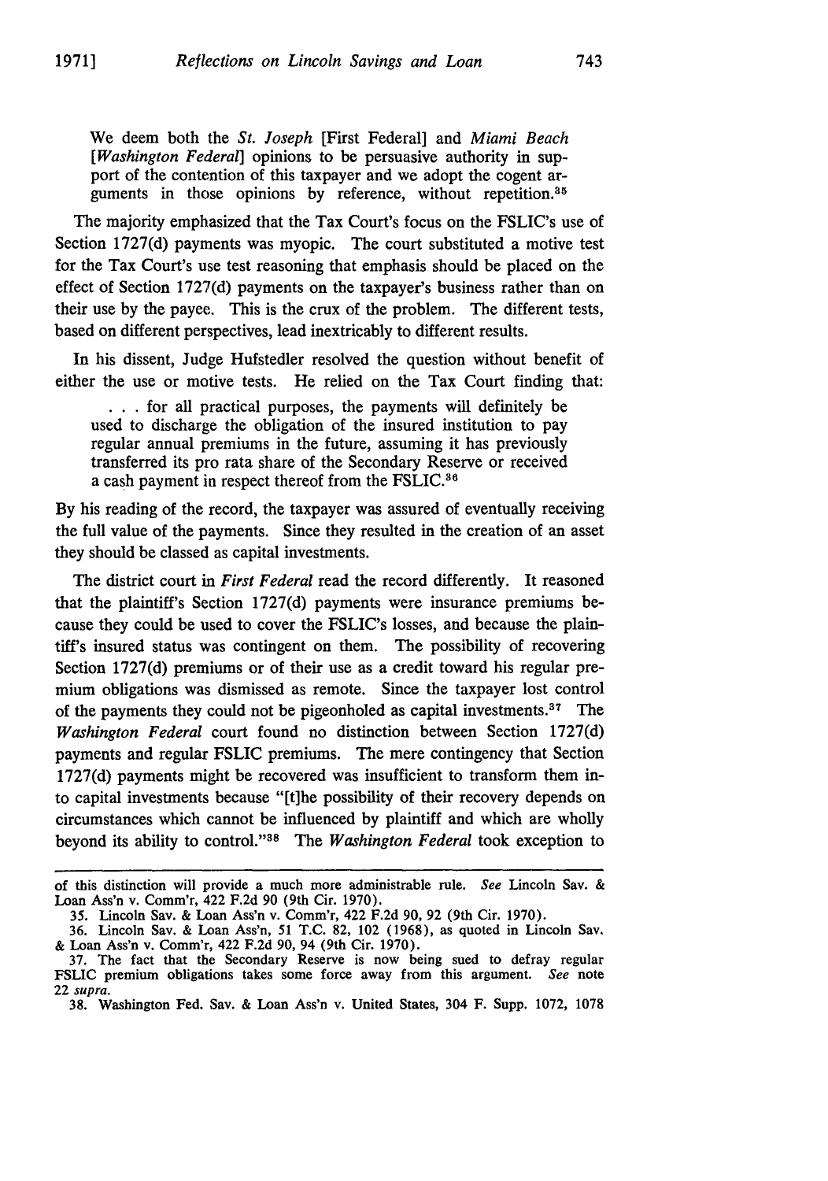> We deem both the *St. Joseph* [First Federal] and *Miami Beach* [*Washington Federal*] opinions to be persuasive authority in support of the contention of this taxpayer and we adopt the cogent arguments in those opinions by reference, without repetition.[35]

The majority emphasized that the Tax Court's focus on the FSLIC's use of Section 1727(d) payments was myopic. The court substituted a motive test for the Tax Court's use test reasoning that emphasis should be placed on the effect of Section 1727(d) payments on the taxpayer's business rather than on their use by the payee. This is the crux of the problem. The different tests, based on different perspectives, lead inextricably to different results.

In his dissent, Judge Hufstedler resolved the question without benefit of either the use or motive tests. He relied on the Tax Court finding that:

> . . . for all practical purposes, the payments will definitely be used to discharge the obligation of the insured institution to pay regular annual premiums in the future, assuming it has previously transferred its pro rata share of the Secondary Reserve or received a cash payment in respect thereof from the FSLIC.[36]

By his reading of the record, the taxpayer was assured of eventually receiving the full value of the payments. Since they resulted in the creation of an asset they should be classed as capital investments.

The district court in *First Federal* read the record differently. It reasoned that the plaintiff's Section 1727(d) payments were insurance premiums because they could be used to cover the FSLIC's losses, and because the plaintiff's insured status was contingent on them. The possibility of recovering Section 1727(d) premiums or of their use as a credit toward his regular premium obligations was dismissed as remote. Since the taxpayer lost control of the payments they could not be pigeonholed as capital investments.[37] The *Washington Federal* court found no distinction between Section 1727(d) payments and regular FSLIC premiums. The mere contingency that Section 1727(d) payments might be recovered was insufficient to transform them into capital investments because "[t]he possibility of their recovery depends on circumstances which cannot be influenced by plaintiff and which are wholly beyond its ability to control."[38] The *Washington Federal* took exception to

---

of this distinction will provide a much more administrable rule. *See* Lincoln Sav. & Loan Ass'n v. Comm'r, 422 F.2d 90 (9th Cir. 1970).

35. Lincoln Sav. & Loan Ass'n v. Comm'r, 422 F.2d 90, 92 (9th Cir. 1970).

36. Lincoln Sav. & Loan Ass'n, 51 T.C. 82, 102 (1968), as quoted in Lincoln Sav. & Loan Ass'n v. Comm'r, 422 F.2d 90, 94 (9th Cir. 1970).

37. The fact that the Secondary Reserve is now being sued to defray regular FSLIC premium obligations takes some force away from this argument. *See* note 22 *supra*.

38. Washington Fed. Sav. & Loan Ass'n v. United States, 304 F. Supp. 1072, 1078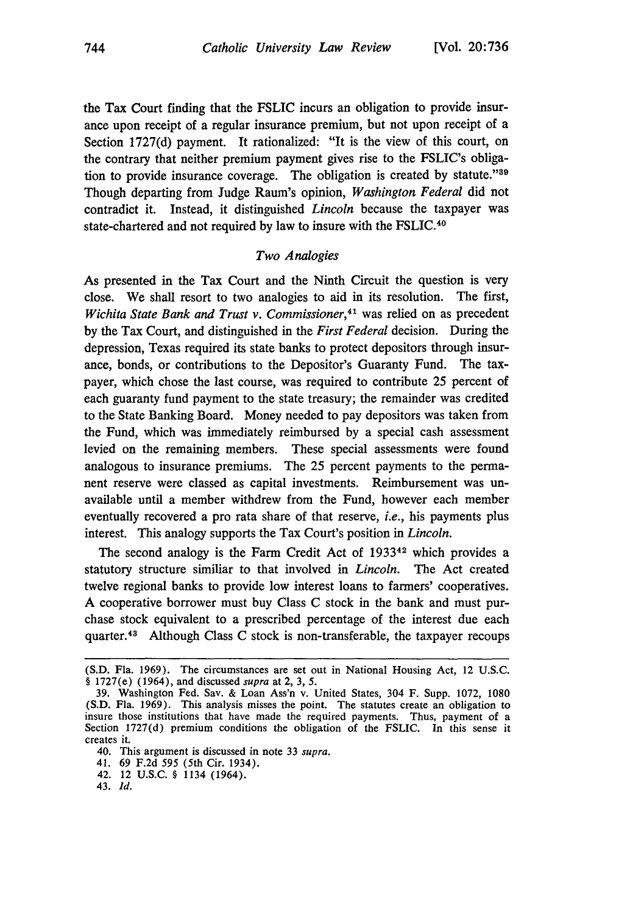the Tax Court finding that the FSLIC incurs an obligation to provide insurance upon receipt of a regular insurance premium, but not upon receipt of a Section 1727(d) payment. It rationalized: "It is the view of this court, on the contrary that neither premium payment gives rise to the FSLIC's obligation to provide insurance coverage. The obligation is created by statute."[39] Though departing from Judge Raum's opinion, *Washington Federal* did not contradict it. Instead, it distinguished *Lincoln* because the taxpayer was state-chartered and not required by law to insure with the FSLIC.[40]

### *Two Analogies*

As presented in the Tax Court and the Ninth Circuit the question is very close. We shall resort to two analogies to aid in its resolution. The first, *Wichita State Bank and Trust v. Commissioner*,[41] was relied on as precedent by the Tax Court, and distinguished in the *First Federal* decision. During the depression, Texas required its state banks to protect depositors through insurance, bonds, or contributions to the Depositor's Guaranty Fund. The taxpayer, which chose the last course, was required to contribute 25 percent of each guaranty fund payment to the state treasury; the remainder was credited to the State Banking Board. Money needed to pay depositors was taken from the Fund, which was immediately reimbursed by a special cash assessment levied on the remaining members. These special assessments were found analogous to insurance premiums. The 25 percent payments to the permanent reserve were classed as capital investments. Reimbursement was unavailable until a member withdrew from the Fund, however each member eventually recovered a pro rata share of that reserve, *i.e.*, his payments plus interest. This analogy supports the Tax Court's position in *Lincoln*.

The second analogy is the Farm Credit Act of 1933[42] which provides a statutory structure similiar to that involved in *Lincoln*. The Act created twelve regional banks to provide low interest loans to farmers' cooperatives. A cooperative borrower must buy Class C stock in the bank and must purchase stock equivalent to a prescribed percentage of the interest due each quarter.[43] Although Class C stock is non-transferable, the taxpayer recoups

---

(S.D. Fla. 1969). The circumstances are set out in National Housing Act, 12 U.S.C. § 1727(e) (1964), and discussed *supra* at 2, 3, 5.

39. Washington Fed. Sav. & Loan Ass'n v. United States, 304 F. Supp. 1072, 1080 (S.D. Fla. 1969). This analysis misses the point. The statutes create an obligation to insure those institutions that have made the required payments. Thus, payment of a Section 1727(d) premium conditions the obligation of the FSLIC. In this sense it creates it.

40. This argument is discussed in note 33 *supra*.

41. 69 F.2d 595 (5th Cir. 1934).

42. 12 U.S.C. § 1134 (1964).

43. *Id.*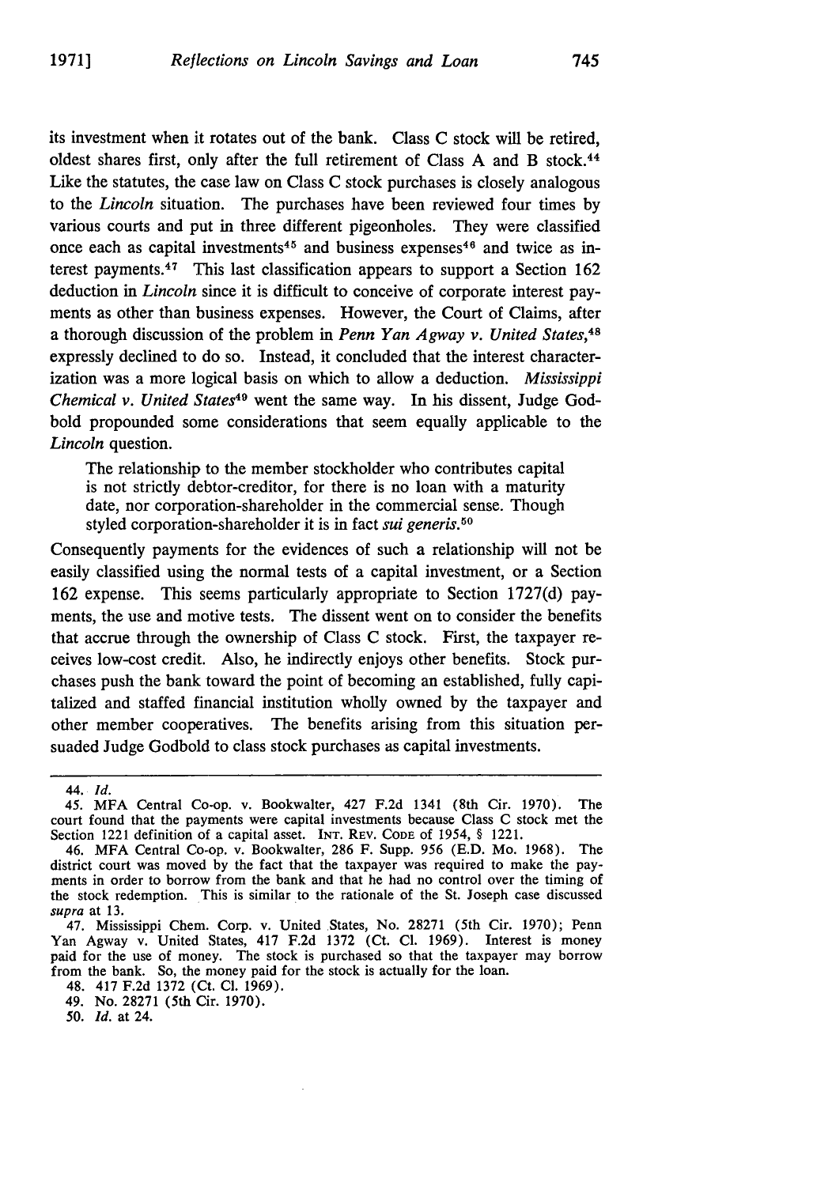its investment when it rotates out of the bank. Class C stock will be retired, oldest shares first, only after the full retirement of Class A and B stock.[44] Like the statutes, the case law on Class C stock purchases is closely analogous to the *Lincoln* situation. The purchases have been reviewed four times by various courts and put in three different pigeonholes. They were classified once each as capital investments[45] and business expenses[46] and twice as interest payments.[47] This last classification appears to support a Section 162 deduction in *Lincoln* since it is difficult to conceive of corporate interest payments as other than business expenses. However, the Court of Claims, after a thorough discussion of the problem in *Penn Yan Agway v. United States*,[48] expressly declined to do so. Instead, it concluded that the interest characterization was a more logical basis on which to allow a deduction. *Mississippi Chemical v. United States*[49] went the same way. In his dissent, Judge Godbold propounded some considerations that seem equally applicable to the *Lincoln* question.

> The relationship to the member stockholder who contributes capital is not strictly debtor-creditor, for there is no loan with a maturity date, nor corporation-shareholder in the commercial sense. Though styled corporation-shareholder it is in fact *sui generis*.[50]

Consequently payments for the evidences of such a relationship will not be easily classified using the normal tests of a capital investment, or a Section 162 expense. This seems particularly appropriate to Section 1727(d) payments, the use and motive tests. The dissent went on to consider the benefits that accrue through the ownership of Class C stock. First, the taxpayer receives low-cost credit. Also, he indirectly enjoys other benefits. Stock purchases push the bank toward the point of becoming an established, fully capitalized and staffed financial institution wholly owned by the taxpayer and other member cooperatives. The benefits arising from this situation persuaded Judge Godbold to class stock purchases as capital investments.

---

44. *Id.*

45. MFA Central Co-op. v. Bookwalter, 427 F.2d 1341 (8th Cir. 1970). The court found that the payments were capital investments because Class C stock met the Section 1221 definition of a capital asset. INT. REV. CODE of 1954, § 1221.

46. MFA Central Co-op. v. Bookwalter, 286 F. Supp. 956 (E.D. Mo. 1968). The district court was moved by the fact that the taxpayer was required to make the payments in order to borrow from the bank and that he had no control over the timing of the stock redemption. This is similar to the rationale of the St. Joseph case discussed *supra* at 13.

47. Mississippi Chem. Corp. v. United States, No. 28271 (5th Cir. 1970); Penn Yan Agway v. United States, 417 F.2d 1372 (Ct. Cl. 1969). Interest is money paid for the use of money. The stock is purchased so that the taxpayer may borrow from the bank. So, the money paid for the stock is actually for the loan.

48. 417 F.2d 1372 (Ct. Cl. 1969).

49. No. 28271 (5th Cir. 1970).

50. *Id.* at 24.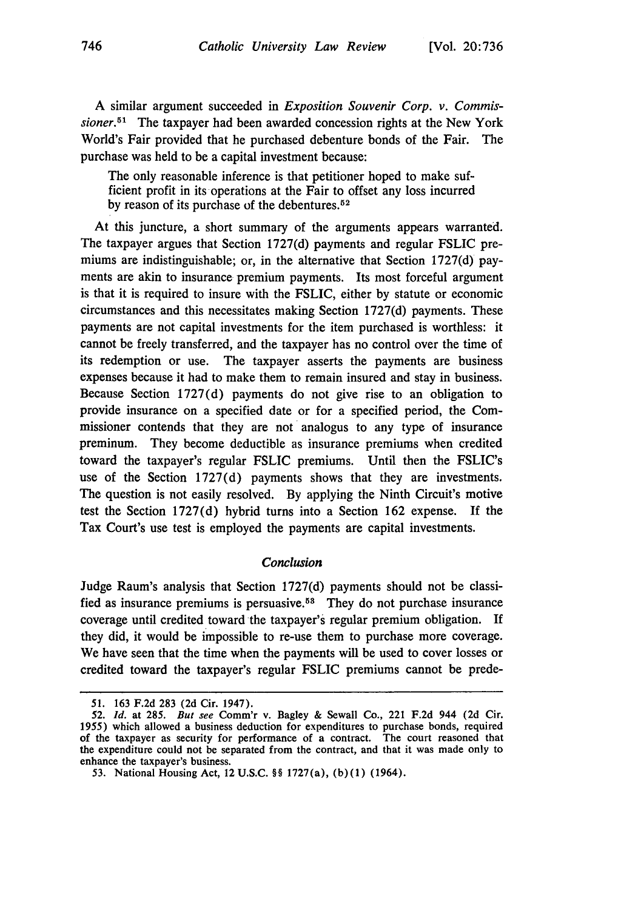A similar argument succeeded in *Exposition Souvenir Corp. v. Commissioner.*[51] The taxpayer had been awarded concession rights at the New York World's Fair provided that he purchased debenture bonds of the Fair. The purchase was held to be a capital investment because:

> The only reasonable inference is that petitioner hoped to make sufficient profit in its operations at the Fair to offset any loss incurred by reason of its purchase of the debentures.[52]

At this juncture, a short summary of the arguments appears warranted. The taxpayer argues that Section 1727(d) payments and regular FSLIC premiums are indistinguishable; or, in the alternative that Section 1727(d) payments are akin to insurance premium payments. Its most forceful argument is that it is required to insure with the FSLIC, either by statute or economic circumstances and this necessitates making Section 1727(d) payments. These payments are not capital investments for the item purchased is worthless: it cannot be freely transferred, and the taxpayer has no control over the time of its redemption or use. The taxpayer asserts the payments are business expenses because it had to make them to remain insured and stay in business. Because Section 1727(d) payments do not give rise to an obligation to provide insurance on a specified date or for a specified period, the Commissioner contends that they are not analogus to any type of insurance preminum. They become deductible as insurance premiums when credited toward the taxpayer's regular FSLIC premiums. Until then the FSLIC's use of the Section 1727(d) payments shows that they are investments. The question is not easily resolved. By applying the Ninth Circuit's motive test the Section 1727(d) hybrid turns into a Section 162 expense. If the Tax Court's use test is employed the payments are capital investments.

### *Conclusion*

Judge Raum's analysis that Section 1727(d) payments should not be classified as insurance premiums is persuasive.[53] They do not purchase insurance coverage until credited toward the taxpayer's regular premium obligation. If they did, it would be impossible to re-use them to purchase more coverage. We have seen that the time when the payments will be used to cover losses or credited toward the taxpayer's regular FSLIC premiums cannot be prede-

---

51. 163 F.2d 283 (2d Cir. 1947).

52. *Id.* at 285. *But see* Comm'r v. Bagley & Sewall Co., 221 F.2d 944 (2d Cir. 1955) which allowed a business deduction for expenditures to purchase bonds, required of the taxpayer as security for performance of a contract. The court reasoned that the expenditure could not be separated from the contract, and that it was made only to enhance the taxpayer's business.

53. National Housing Act, 12 U.S.C. §§ 1727(a), (b)(1) (1964).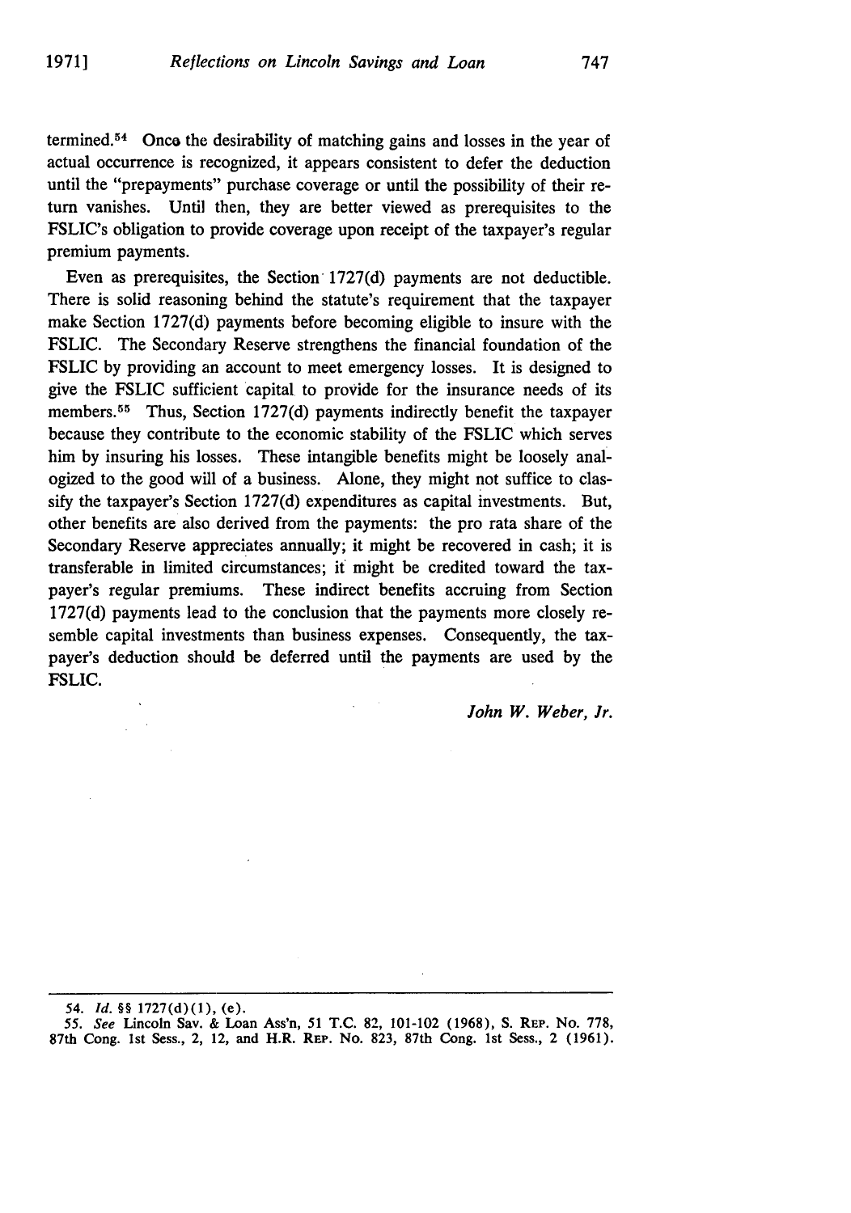termined.[54] Once the desirability of matching gains and losses in the year of actual occurrence is recognized, it appears consistent to defer the deduction until the "prepayments" purchase coverage or until the possibility of their return vanishes. Until then, they are better viewed as prerequisites to the FSLIC's obligation to provide coverage upon receipt of the taxpayer's regular premium payments.

Even as prerequisites, the Section 1727(d) payments are not deductible. There is solid reasoning behind the statute's requirement that the taxpayer make Section 1727(d) payments before becoming eligible to insure with the FSLIC. The Secondary Reserve strengthens the financial foundation of the FSLIC by providing an account to meet emergency losses. It is designed to give the FSLIC sufficient capital to provide for the insurance needs of its members.[55] Thus, Section 1727(d) payments indirectly benefit the taxpayer because they contribute to the economic stability of the FSLIC which serves him by insuring his losses. These intangible benefits might be loosely analogized to the good will of a business. Alone, they might not suffice to classify the taxpayer's Section 1727(d) expenditures as capital investments. But, other benefits are also derived from the payments: the pro rata share of the Secondary Reserve appreciates annually; it might be recovered in cash; it is transferable in limited circumstances; it might be credited toward the taxpayer's regular premiums. These indirect benefits accruing from Section 1727(d) payments lead to the conclusion that the payments more closely resemble capital investments than business expenses. Consequently, the taxpayer's deduction should be deferred until the payments are used by the FSLIC.

*John W. Weber, Jr.*

---

54. *Id.* §§ 1727(d)(1), (e).

55. *See* Lincoln Sav. & Loan Ass'n, 51 T.C. 82, 101-102 (1968), S. REP. No. 778, 87th Cong. 1st Sess., 2, 12, and H.R. REP. No. 823, 87th Cong. 1st Sess., 2 (1961).